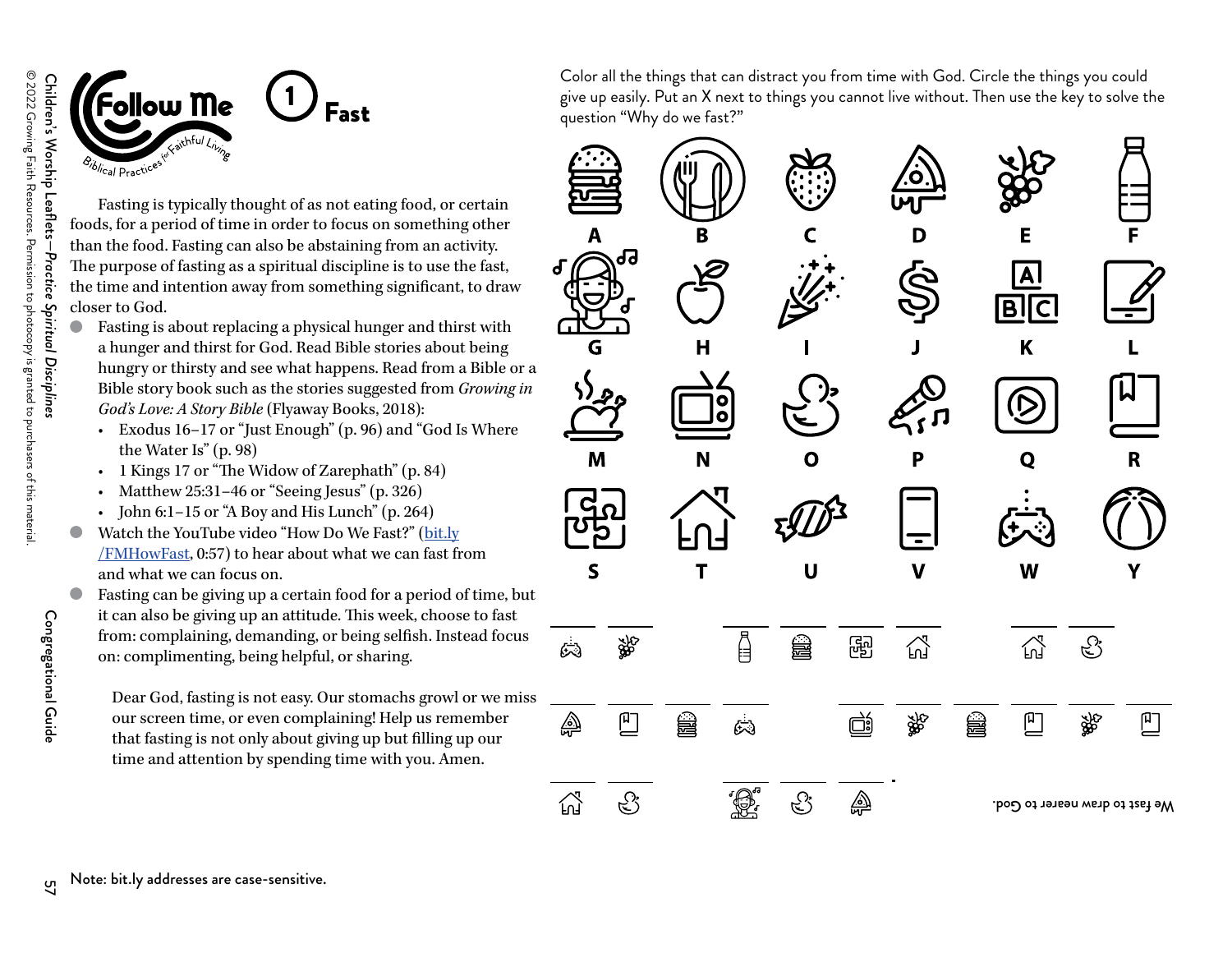# Follow Me

*Biblical Practices for Faithful Living*

## 1 Fast

Fasting is typically thought of as not eating food, or certain foods, for a period of time in order to focus on something other than the food. Fasting can also be abstaining from an activity. The purpose of fasting as a spiritual discipline is to use the fast, the time and intention away from something significant, to draw closer to God.

- Fasting is about replacing a physical hunger and thirst with a hunger and thirst for God. Read Bible stories about being hungry or thirsty and see what happens. Read from a Bible or a Bible story book such as the stories suggested from *Growing in God's Love: A Story Bible* (Flyaway Books, 2018):
  - Exodus 16–17 or "Just Enough" (p. 96) and "God Is Where the Water Is" (p. 98)
  - 1 Kings 17 or "The Widow of Zarephath" (p. 84)
  - Matthew 25:31–46 or "Seeing Jesus" (p. 326)
  - John 6:1–15 or "A Boy and His Lunch" (p. 264)
- Watch the YouTube video "How Do We Fast?" (bit.ly/FMHowFast, 0:57) to hear about what we can fast from and what we can focus on.
- Fasting can be giving up a certain food for a period of time, but it can also be giving up an attitude. This week, choose to fast from: complaining, demanding, or being selfish. Instead focus on: complimenting, being helpful, or sharing.

Dear God, fasting is not easy. Our stomachs growl or we miss our screen time, or even complaining! Help us remember that fasting is not only about giving up but filling up our time and attention by spending time with you. Amen.

Color all the things that can distract you from time with God. Circle the things you could give up easily. Put an X next to things you cannot live without. Then use the key to solve the question "Why do we fast?"

A B C D E F
G H I J K L
M N O P Q R
S T U V W Y

___ ___   ___ ___ ___ ___   ___ ___

___ ___ ___ ___   ___ ___ ___ ___ ___ ___

___ ___   ___ ___ ___ .

We fast to draw nearer to God.

Note: bit.ly addresses are case-sensitive.

Children's Worship Leaflets—*Practice Spiritual Disciplines*
© 2022 Growing Faith Resources. Permission to photocopy is granted to purchasers of this material.

Congregational Guide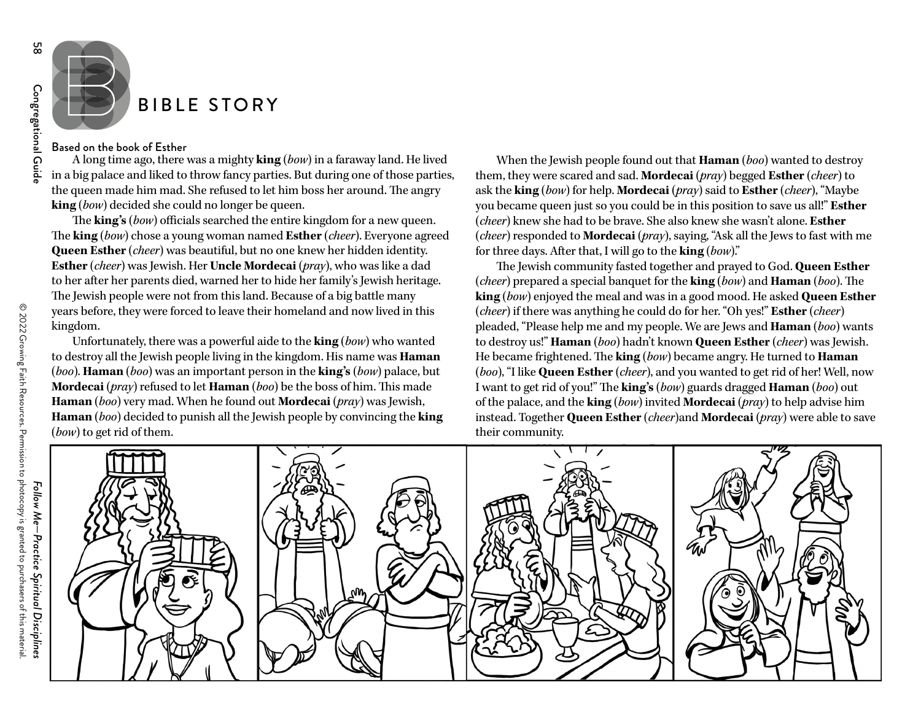# BIBLE STORY

Based on the book of Esther

A long time ago, there was a mighty **king** (*bow*) in a faraway land. He lived in a big palace and liked to throw fancy parties. But during one of those parties, the queen made him mad. She refused to let him boss her around. The angry **king** (*bow*) decided she could no longer be queen.

The **king's** (*bow*) officials searched the entire kingdom for a new queen. The **king** (*bow*) chose a young woman named **Esther** (*cheer*). Everyone agreed **Queen Esther** (*cheer*) was beautiful, but no one knew her hidden identity. **Esther** (*cheer*) was Jewish. Her **Uncle Mordecai** (*pray*), who was like a dad to her after her parents died, warned her to hide her family's Jewish heritage. The Jewish people were not from this land. Because of a big battle many years before, they were forced to leave their homeland and now lived in this kingdom.

Unfortunately, there was a powerful aide to the **king** (*bow*) who wanted to destroy all the Jewish people living in the kingdom. His name was **Haman** (*boo*). **Haman** (*boo*) was an important person in the **king's** (*bow*) palace, but **Mordecai** (*pray*) refused to let **Haman** (*boo*) be the boss of him. This made **Haman** (*boo*) very mad. When he found out **Mordecai** (*pray*) was Jewish, **Haman** (*boo*) decided to punish all the Jewish people by convincing the **king** (*bow*) to get rid of them.

When the Jewish people found out that **Haman** (*boo*) wanted to destroy them, they were scared and sad. **Mordecai** (*pray*) begged **Esther** (*cheer*) to ask the **king** (*bow*) for help. **Mordecai** (*pray*) said to **Esther** (*cheer*), "Maybe you became queen just so you could be in this position to save us all!" **Esther** (*cheer*) knew she had to be brave. She also knew she wasn't alone. **Esther** (*cheer*) responded to **Mordecai** (*pray*), saying, "Ask all the Jews to fast with me for three days. After that, I will go to the **king** (*bow*)."

The Jewish community fasted together and prayed to God. **Queen Esther** (*cheer*) prepared a special banquet for the **king** (*bow*) and **Haman** (*boo*). The **king** (*bow*) enjoyed the meal and was in a good mood. He asked **Queen Esther** (*cheer*) if there was anything he could do for her. "Oh yes!" **Esther** (*cheer*) pleaded, "Please help me and my people. We are Jews and **Haman** (*boo*) wants to destroy us!" **Haman** (*boo*) hadn't known **Queen Esther** (*cheer*) was Jewish. He became frightened. The **king** (*bow*) became angry. He turned to **Haman** (*boo*), "I like **Queen Esther** (*cheer*), and you wanted to get rid of her! Well, now I want to get rid of you!" The **king's** (*bow*) guards dragged **Haman** (*boo*) out of the palace, and the **king** (*bow*) invited **Mordecai** (*pray*) to help advise him instead. Together **Queen Esther** (*cheer*)and **Mordecai** (*pray*) were able to save their community.

© 2022 Growing Faith Resources. Permission to photocopy is granted to purchasers of this material.